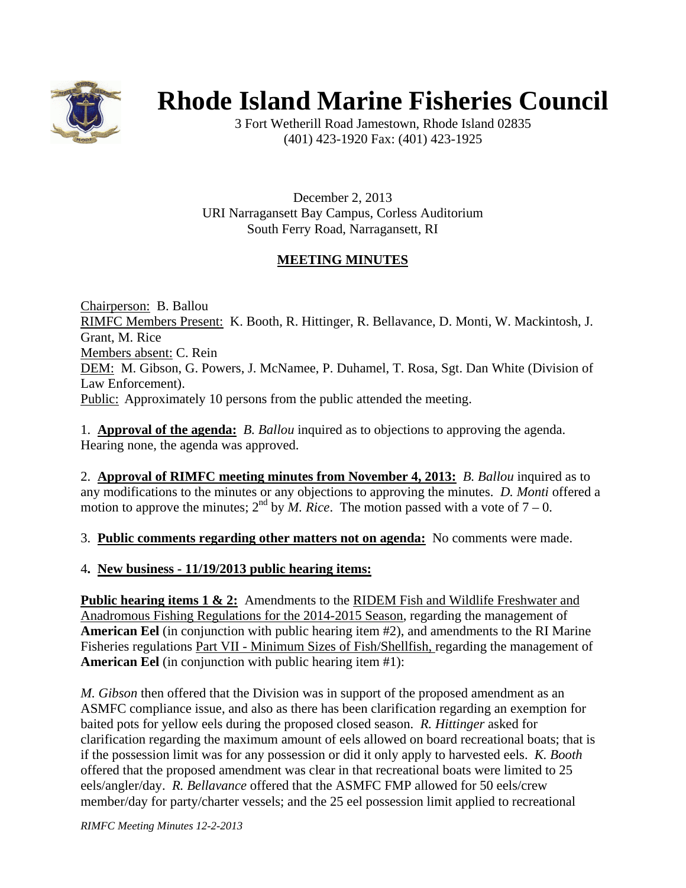# Rhode Island Marine Fisheries Council

3 Fort Wetherill Road Jamestown, Rhode Island 02835
(401) 423-1920 Fax: (401) 423-1925

December 2, 2013
URI Narragansett Bay Campus, Corless Auditorium
South Ferry Road, Narragansett, RI

## MEETING MINUTES

Chairperson: B. Ballou
RIMFC Members Present: K. Booth, R. Hittinger, R. Bellavance, D. Monti, W. Mackintosh, J. Grant, M. Rice
Members absent: C. Rein
DEM: M. Gibson, G. Powers, J. McNamee, P. Duhamel, T. Rosa, Sgt. Dan White (Division of Law Enforcement).
Public: Approximately 10 persons from the public attended the meeting.

1. **Approval of the agenda:** *B. Ballou* inquired as to objections to approving the agenda. Hearing none, the agenda was approved.

2. **Approval of RIMFC meeting minutes from November 4, 2013:** *B. Ballou* inquired as to any modifications to the minutes or any objections to approving the minutes. *D. Monti* offered a motion to approve the minutes; 2nd by *M. Rice*. The motion passed with a vote of 7 – 0.

3. **Public comments regarding other matters not on agenda:** No comments were made.

4. **New business - 11/19/2013 public hearing items:**

**Public hearing items 1 & 2:** Amendments to the RIDEM Fish and Wildlife Freshwater and Anadromous Fishing Regulations for the 2014-2015 Season, regarding the management of **American Eel** (in conjunction with public hearing item #2), and amendments to the RI Marine Fisheries regulations Part VII - Minimum Sizes of Fish/Shellfish, regarding the management of **American Eel** (in conjunction with public hearing item #1):

*M. Gibson* then offered that the Division was in support of the proposed amendment as an ASMFC compliance issue, and also as there has been clarification regarding an exemption for baited pots for yellow eels during the proposed closed season. *R. Hittinger* asked for clarification regarding the maximum amount of eels allowed on board recreational boats; that is if the possession limit was for any possession or did it only apply to harvested eels. *K. Booth* offered that the proposed amendment was clear in that recreational boats were limited to 25 eels/angler/day. *R. Bellavance* offered that the ASMFC FMP allowed for 50 eels/crew member/day for party/charter vessels; and the 25 eel possession limit applied to recreational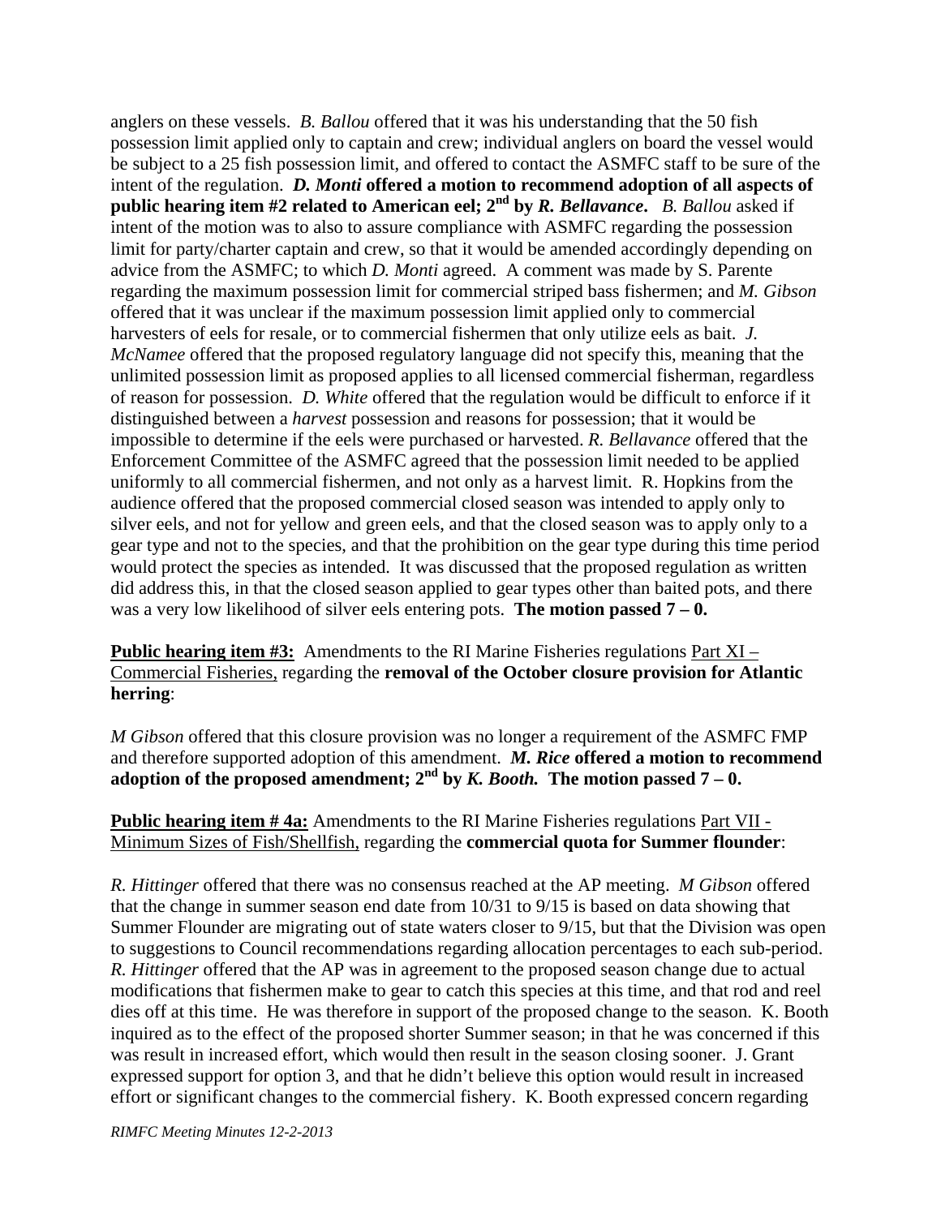anglers on these vessels. *B. Ballou* offered that it was his understanding that the 50 fish possession limit applied only to captain and crew; individual anglers on board the vessel would be subject to a 25 fish possession limit, and offered to contact the ASMFC staff to be sure of the intent of the regulation. ***D. Monti*** **offered a motion to recommend adoption of all aspects of public hearing item #2 related to American eel; 2nd by** ***R. Bellavance*****.** *B. Ballou* asked if intent of the motion was to also to assure compliance with ASMFC regarding the possession limit for party/charter captain and crew, so that it would be amended accordingly depending on advice from the ASMFC; to which *D. Monti* agreed. A comment was made by S. Parente regarding the maximum possession limit for commercial striped bass fishermen; and *M. Gibson* offered that it was unclear if the maximum possession limit applied only to commercial harvesters of eels for resale, or to commercial fishermen that only utilize eels as bait. *J. McNamee* offered that the proposed regulatory language did not specify this, meaning that the unlimited possession limit as proposed applies to all licensed commercial fisherman, regardless of reason for possession. *D. White* offered that the regulation would be difficult to enforce if it distinguished between a *harvest* possession and reasons for possession; that it would be impossible to determine if the eels were purchased or harvested. *R. Bellavance* offered that the Enforcement Committee of the ASMFC agreed that the possession limit needed to be applied uniformly to all commercial fishermen, and not only as a harvest limit. R. Hopkins from the audience offered that the proposed commercial closed season was intended to apply only to silver eels, and not for yellow and green eels, and that the closed season was to apply only to a gear type and not to the species, and that the prohibition on the gear type during this time period would protect the species as intended. It was discussed that the proposed regulation as written did address this, in that the closed season applied to gear types other than baited pots, and there was a very low likelihood of silver eels entering pots. **The motion passed 7 – 0.**

**Public hearing item #3:** Amendments to the RI Marine Fisheries regulations Part XI – Commercial Fisheries, regarding the **removal of the October closure provision for Atlantic herring**:

*M Gibson* offered that this closure provision was no longer a requirement of the ASMFC FMP and therefore supported adoption of this amendment. ***M. Rice*** **offered a motion to recommend adoption of the proposed amendment; 2nd by** ***K. Booth.*** **The motion passed 7 – 0.**

**Public hearing item # 4a:** Amendments to the RI Marine Fisheries regulations Part VII - Minimum Sizes of Fish/Shellfish, regarding the **commercial quota for Summer flounder**:

*R. Hittinger* offered that there was no consensus reached at the AP meeting. *M Gibson* offered that the change in summer season end date from 10/31 to 9/15 is based on data showing that Summer Flounder are migrating out of state waters closer to 9/15, but that the Division was open to suggestions to Council recommendations regarding allocation percentages to each sub-period. *R. Hittinger* offered that the AP was in agreement to the proposed season change due to actual modifications that fishermen make to gear to catch this species at this time, and that rod and reel dies off at this time. He was therefore in support of the proposed change to the season. K. Booth inquired as to the effect of the proposed shorter Summer season; in that he was concerned if this was result in increased effort, which would then result in the season closing sooner. J. Grant expressed support for option 3, and that he didn't believe this option would result in increased effort or significant changes to the commercial fishery. K. Booth expressed concern regarding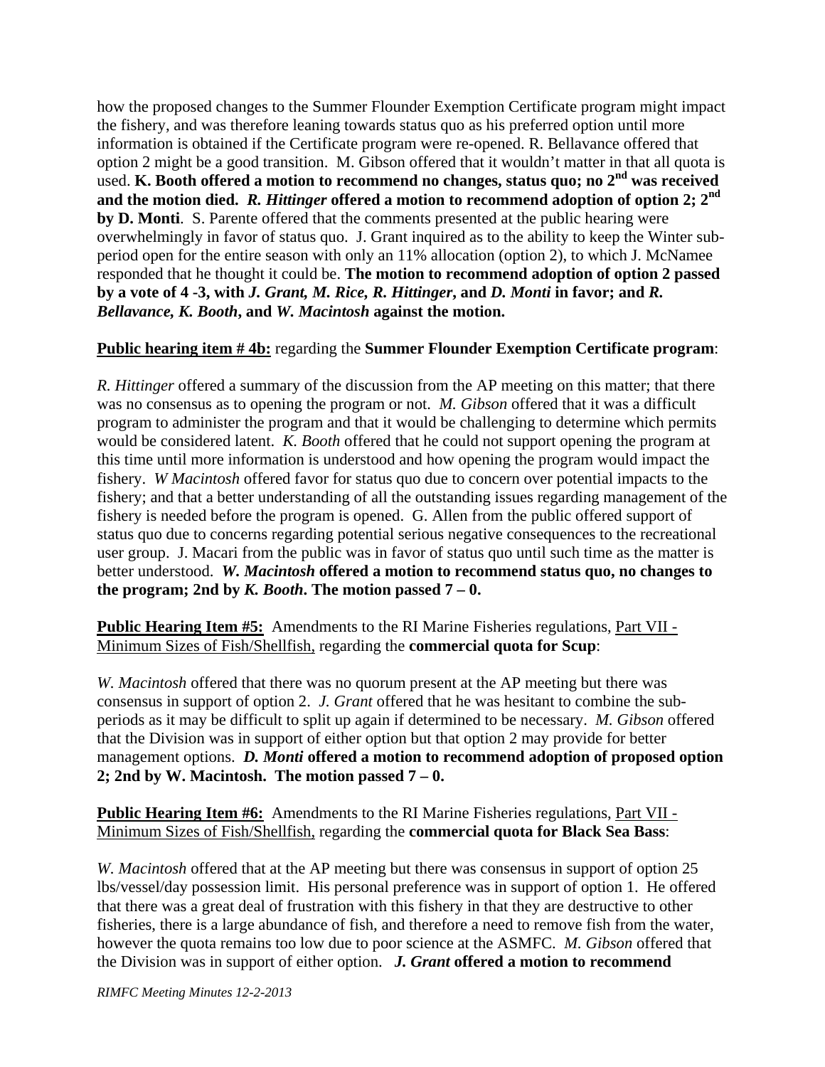how the proposed changes to the Summer Flounder Exemption Certificate program might impact the fishery, and was therefore leaning towards status quo as his preferred option until more information is obtained if the Certificate program were re-opened. R. Bellavance offered that option 2 might be a good transition. M. Gibson offered that it wouldn't matter in that all quota is used. **K. Booth offered a motion to recommend no changes, status quo; no 2nd was received and the motion died.** ***R. Hittinger*** **offered a motion to recommend adoption of option 2; 2nd by D. Monti**. S. Parente offered that the comments presented at the public hearing were overwhelmingly in favor of status quo. J. Grant inquired as to the ability to keep the Winter sub-period open for the entire season with only an 11% allocation (option 2), to which J. McNamee responded that he thought it could be. **The motion to recommend adoption of option 2 passed by a vote of 4 -3, with** ***J. Grant, M. Rice, R. Hittinger*****, and** ***D. Monti*** **in favor; and** ***R. Bellavance, K. Booth*****, and** ***W. Macintosh*** **against the motion.**

**<u>Public hearing item # 4b:</u>** regarding the **Summer Flounder Exemption Certificate program**:

*R. Hittinger* offered a summary of the discussion from the AP meeting on this matter; that there was no consensus as to opening the program or not. *M. Gibson* offered that it was a difficult program to administer the program and that it would be challenging to determine which permits would be considered latent. *K. Booth* offered that he could not support opening the program at this time until more information is understood and how opening the program would impact the fishery. *W Macintosh* offered favor for status quo due to concern over potential impacts to the fishery; and that a better understanding of all the outstanding issues regarding management of the fishery is needed before the program is opened. G. Allen from the public offered support of status quo due to concerns regarding potential serious negative consequences to the recreational user group. J. Macari from the public was in favor of status quo until such time as the matter is better understood. ***W. Macintosh*** **offered a motion to recommend status quo, no changes to the program; 2nd by** ***K. Booth*****. The motion passed 7 – 0.**

**<u>Public Hearing Item #5:</u>** Amendments to the RI Marine Fisheries regulations, <u>Part VII - Minimum Sizes of Fish/Shellfish,</u> regarding the **commercial quota for Scup**:

*W. Macintosh* offered that there was no quorum present at the AP meeting but there was consensus in support of option 2. *J. Grant* offered that he was hesitant to combine the sub-periods as it may be difficult to split up again if determined to be necessary. *M. Gibson* offered that the Division was in support of either option but that option 2 may provide for better management options. ***D. Monti*** **offered a motion to recommend adoption of proposed option 2; 2nd by W. Macintosh. The motion passed 7 – 0.**

**<u>Public Hearing Item #6:</u>** Amendments to the RI Marine Fisheries regulations, <u>Part VII - Minimum Sizes of Fish/Shellfish,</u> regarding the **commercial quota for Black Sea Bass**:

*W. Macintosh* offered that at the AP meeting but there was consensus in support of option 25 lbs/vessel/day possession limit. His personal preference was in support of option 1. He offered that there was a great deal of frustration with this fishery in that they are destructive to other fisheries, there is a large abundance of fish, and therefore a need to remove fish from the water, however the quota remains too low due to poor science at the ASMFC. *M. Gibson* offered that the Division was in support of either option. ***J. Grant*** **offered a motion to recommend**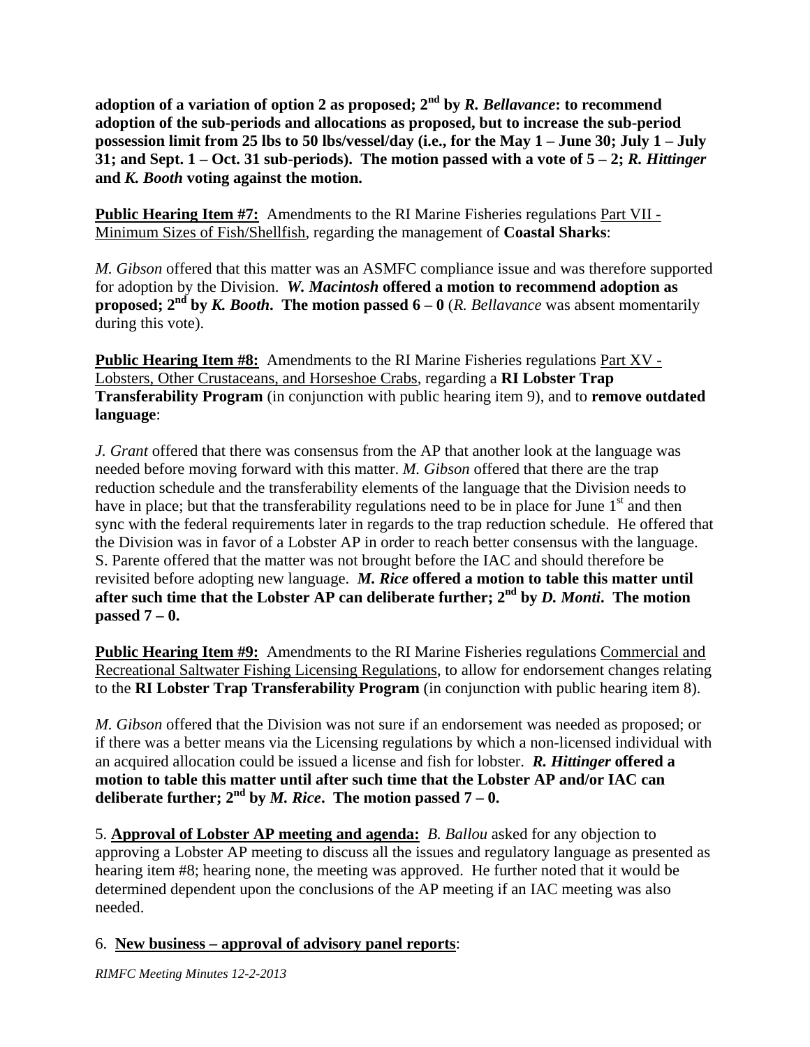**adoption of a variation of option 2 as proposed; 2nd by *R. Bellavance*: to recommend adoption of the sub-periods and allocations as proposed, but to increase the sub-period possession limit from 25 lbs to 50 lbs/vessel/day (i.e., for the May 1 – June 30; July 1 – July 31; and Sept. 1 – Oct. 31 sub-periods). The motion passed with a vote of 5 – 2; *R. Hittinger* and *K. Booth* voting against the motion.**

**Public Hearing Item #7:** Amendments to the RI Marine Fisheries regulations Part VII - Minimum Sizes of Fish/Shellfish, regarding the management of **Coastal Sharks**:

*M. Gibson* offered that this matter was an ASMFC compliance issue and was therefore supported for adoption by the Division. ***W. Macintosh* offered a motion to recommend adoption as proposed; 2nd by *K. Booth*. The motion passed 6 – 0** (*R. Bellavance* was absent momentarily during this vote).

**Public Hearing Item #8:** Amendments to the RI Marine Fisheries regulations Part XV - Lobsters, Other Crustaceans, and Horseshoe Crabs, regarding a **RI Lobster Trap Transferability Program** (in conjunction with public hearing item 9), and to **remove outdated language**:

*J. Grant* offered that there was consensus from the AP that another look at the language was needed before moving forward with this matter. *M. Gibson* offered that there are the trap reduction schedule and the transferability elements of the language that the Division needs to have in place; but that the transferability regulations need to be in place for June 1st and then sync with the federal requirements later in regards to the trap reduction schedule. He offered that the Division was in favor of a Lobster AP in order to reach better consensus with the language. S. Parente offered that the matter was not brought before the IAC and should therefore be revisited before adopting new language. ***M. Rice* offered a motion to table this matter until after such time that the Lobster AP can deliberate further; 2nd by *D. Monti*. The motion passed 7 – 0.**

**Public Hearing Item #9:** Amendments to the RI Marine Fisheries regulations Commercial and Recreational Saltwater Fishing Licensing Regulations, to allow for endorsement changes relating to the **RI Lobster Trap Transferability Program** (in conjunction with public hearing item 8).

*M. Gibson* offered that the Division was not sure if an endorsement was needed as proposed; or if there was a better means via the Licensing regulations by which a non-licensed individual with an acquired allocation could be issued a license and fish for lobster. ***R. Hittinger* offered a motion to table this matter until after such time that the Lobster AP and/or IAC can deliberate further; 2nd by *M. Rice*. The motion passed 7 – 0.**

5. **Approval of Lobster AP meeting and agenda:** *B. Ballou* asked for any objection to approving a Lobster AP meeting to discuss all the issues and regulatory language as presented as hearing item #8; hearing none, the meeting was approved. He further noted that it would be determined dependent upon the conclusions of the AP meeting if an IAC meeting was also needed.

6. **New business – approval of advisory panel reports**: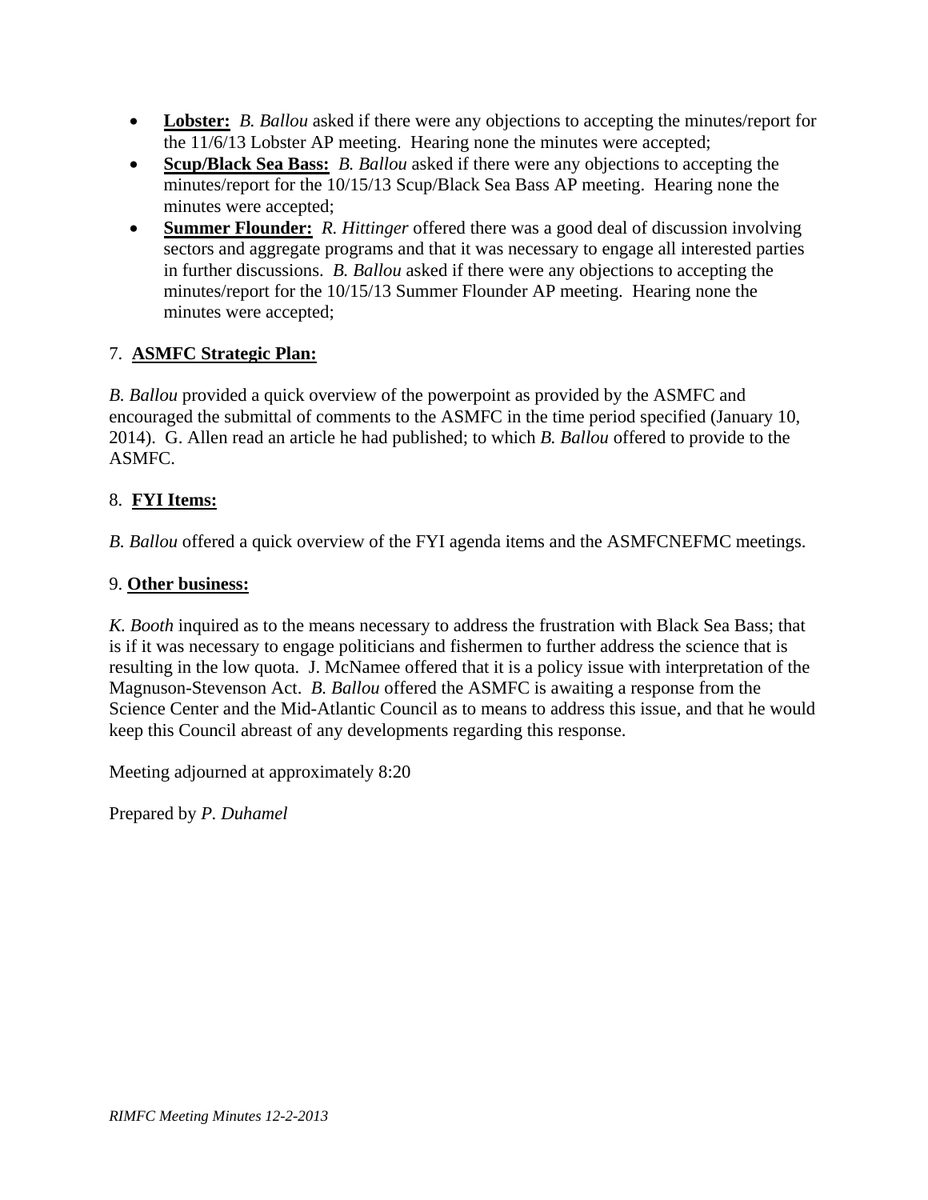- **Lobster:** *B. Ballou* asked if there were any objections to accepting the minutes/report for the 11/6/13 Lobster AP meeting. Hearing none the minutes were accepted;
- **Scup/Black Sea Bass:** *B. Ballou* asked if there were any objections to accepting the minutes/report for the 10/15/13 Scup/Black Sea Bass AP meeting. Hearing none the minutes were accepted;
- **Summer Flounder:** *R. Hittinger* offered there was a good deal of discussion involving sectors and aggregate programs and that it was necessary to engage all interested parties in further discussions. *B. Ballou* asked if there were any objections to accepting the minutes/report for the 10/15/13 Summer Flounder AP meeting. Hearing none the minutes were accepted;

7. **ASMFC Strategic Plan:**

*B. Ballou* provided a quick overview of the powerpoint as provided by the ASMFC and encouraged the submittal of comments to the ASMFC in the time period specified (January 10, 2014). G. Allen read an article he had published; to which *B. Ballou* offered to provide to the ASMFC.

8. **FYI Items:**

*B. Ballou* offered a quick overview of the FYI agenda items and the ASMFCNEFMC meetings.

9. **Other business:**

*K. Booth* inquired as to the means necessary to address the frustration with Black Sea Bass; that is if it was necessary to engage politicians and fishermen to further address the science that is resulting in the low quota. J. McNamee offered that it is a policy issue with interpretation of the Magnuson-Stevenson Act. *B. Ballou* offered the ASMFC is awaiting a response from the Science Center and the Mid-Atlantic Council as to means to address this issue, and that he would keep this Council abreast of any developments regarding this response.

Meeting adjourned at approximately 8:20

Prepared by *P. Duhamel*